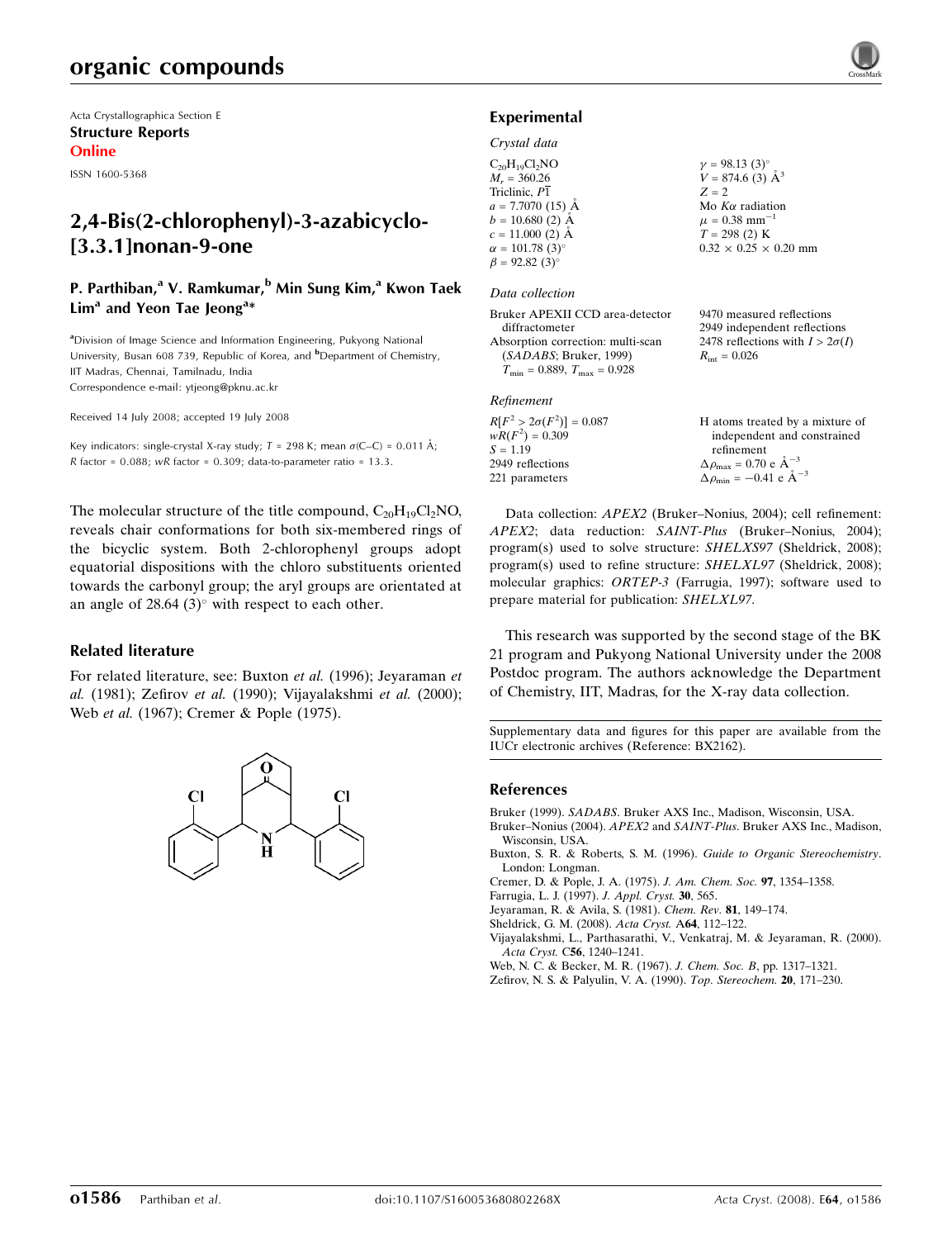Acta Crystallographica Section E
**Structure Reports Online**
ISSN 1600-5368

# 2,4-Bis(2-chlorophenyl)-3-azabicyclo[3.3.1]nonan-9-one

**P. Parthiban,[a] V. Ramkumar,[b] Min Sung Kim,[a] Kwon Taek Lim[a] and Yeon Tae Jeong[a]***

[a]Division of Image Science and Information Engineering, Pukyong National University, Busan 608 739, Republic of Korea, and [b]Department of Chemistry, IIT Madras, Chennai, Tamilnadu, India
Correspondence e-mail: ytjeong@pknu.ac.kr

Received 14 July 2008; accepted 19 July 2008

Key indicators: single-crystal X-ray study; $T$ = 298 K; mean $\sigma$(C–C) = 0.011 Å; $R$ factor = 0.088; $wR$ factor = 0.309; data-to-parameter ratio = 13.3.

The molecular structure of the title compound, $C_{20}H_{19}Cl_2NO$, reveals chair conformations for both six-membered rings of the bicyclic system. Both 2-chlorophenyl groups adopt equatorial dispositions with the chloro substituents oriented towards the carbonyl group; the aryl groups are orientated at an angle of 28.64 (3)° with respect to each other.

## Related literature

For related literature, see: Buxton *et al.* (1996); Jeyaraman *et al.* (1981); Zefirov *et al.* (1990); Vijayalakshmi *et al.* (2000); Web *et al.* (1967); Cremer & Pople (1975).

## Experimental

### Crystal data

$C_{20}H_{19}Cl_2NO$
$M_r$ = 360.26
Triclinic, $P\overline{1}$
$a$ = 7.7070 (15) Å
$b$ = 10.680 (2) Å
$c$ = 11.000 (2) Å
$\alpha$ = 101.78 (3)°
$\beta$ = 92.82 (3)°
$\gamma$ = 98.13 (3)°
$V$ = 874.6 (3) Å$^3$
$Z$ = 2
Mo $K\alpha$ radiation
$\mu$ = 0.38 mm$^{-1}$
$T$ = 298 (2) K
0.32 × 0.25 × 0.20 mm

### Data collection

Bruker APEXII CCD area-detector diffractometer
Absorption correction: multi-scan (*SADABS*; Bruker, 1999)
$T_{min}$ = 0.889, $T_{max}$ = 0.928
9470 measured reflections
2949 independent reflections
2478 reflections with $I > 2\sigma(I)$
$R_{int}$ = 0.026

### Refinement

$R[F^2 > 2\sigma(F^2)]$ = 0.087
$wR(F^2)$ = 0.309
$S$ = 1.19
2949 reflections
221 parameters
H atoms treated by a mixture of independent and constrained refinement
$\Delta\rho_{max}$ = 0.70 e Å$^{-3}$
$\Delta\rho_{min}$ = −0.41 e Å$^{-3}$

Data collection: *APEX2* (Bruker–Nonius, 2004); cell refinement: *APEX2*; data reduction: *SAINT-Plus* (Bruker–Nonius, 2004); program(s) used to solve structure: *SHELXS97* (Sheldrick, 2008); program(s) used to refine structure: *SHELXL97* (Sheldrick, 2008); molecular graphics: *ORTEP-3* (Farrugia, 1997); software used to prepare material for publication: *SHELXL97*.

This research was supported by the second stage of the BK 21 program and Pukyong National University under the 2008 Postdoc program. The authors acknowledge the Department of Chemistry, IIT, Madras, for the X-ray data collection.

Supplementary data and figures for this paper are available from the IUCr electronic archives (Reference: BX2162).

## References

Bruker (1999). *SADABS*. Bruker AXS Inc., Madison, Wisconsin, USA.
Bruker–Nonius (2004). *APEX2* and *SAINT-Plus*. Bruker AXS Inc., Madison, Wisconsin, USA.
Buxton, S. R. & Roberts, S. M. (1996). *Guide to Organic Stereochemistry*. London: Longman.
Cremer, D. & Pople, J. A. (1975). *J. Am. Chem. Soc.* **97**, 1354–1358.
Farrugia, L. J. (1997). *J. Appl. Cryst.* **30**, 565.
Jeyaraman, R. & Avila, S. (1981). *Chem. Rev.* **81**, 149–174.
Sheldrick, G. M. (2008). *Acta Cryst.* A**64**, 112–122.
Vijayalakshmi, L., Parthasarathi, V., Venkatraj, M. & Jeyaraman, R. (2000). *Acta Cryst.* C**56**, 1240–1241.
Web, N. C. & Becker, M. R. (1967). *J. Chem. Soc. B*, pp. 1317–1321.
Zefirov, N. S. & Palyulin, V. A. (1990). *Top. Stereochem.* **20**, 171–230.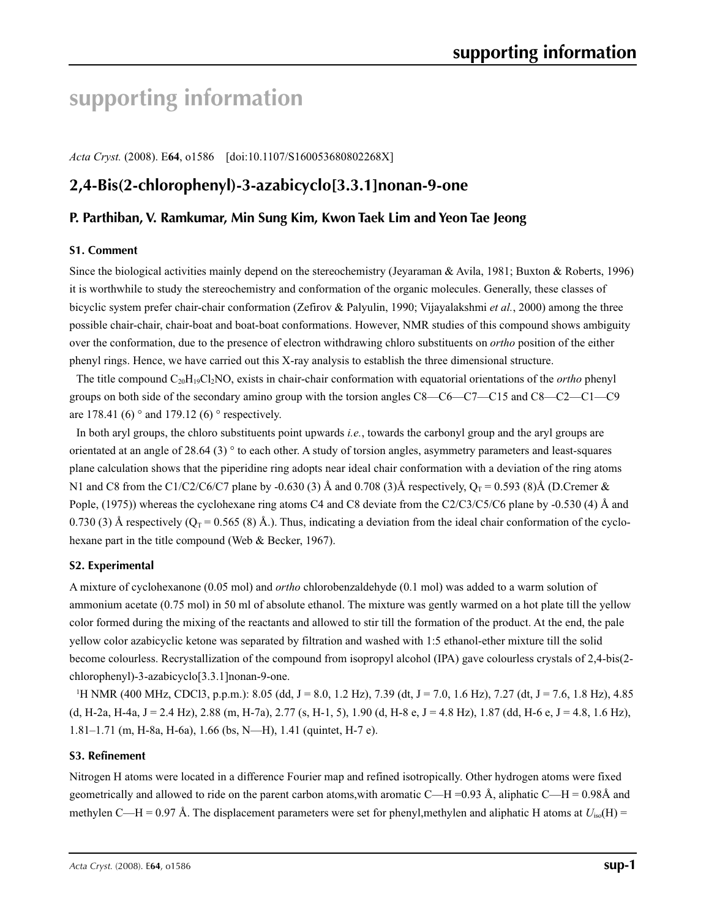# supporting information

*Acta Cryst.* (2008). E**64**, o1586    [doi:10.1107/S160053680802268X]

## 2,4-Bis(2-chlorophenyl)-3-azabicyclo[3.3.1]nonan-9-one

### P. Parthiban, V. Ramkumar, Min Sung Kim, Kwon Taek Lim and Yeon Tae Jeong

#### S1. Comment

Since the biological activities mainly depend on the stereochemistry (Jeyaraman & Avila, 1981; Buxton & Roberts, 1996) it is worthwhile to study the stereochemistry and conformation of the organic molecules. Generally, these classes of bicyclic system prefer chair-chair conformation (Zefirov & Palyulin, 1990; Vijayalakshmi *et al.*, 2000) among the three possible chair-chair, chair-boat and boat-boat conformations. However, NMR studies of this compound shows ambiguity over the conformation, due to the presence of electron withdrawing chloro substituents on *ortho* position of the either phenyl rings. Hence, we have carried out this X-ray analysis to establish the three dimensional structure.

The title compound $C_{20}H_{19}Cl_2NO$, exists in chair-chair conformation with equatorial orientations of the *ortho* phenyl groups on both side of the secondary amino group with the torsion angles C8—C6—C7—C15 and C8—C2—C1—C9 are 178.41 (6) ° and 179.12 (6) ° respectively.

In both aryl groups, the chloro substituents point upwards *i.e.*, towards the carbonyl group and the aryl groups are orientated at an angle of 28.64 (3) ° to each other. A study of torsion angles, asymmetry parameters and least-squares plane calculation shows that the piperidine ring adopts near ideal chair conformation with a deviation of the ring atoms N1 and C8 from the C1/C2/C6/C7 plane by -0.630 (3) Å and 0.708 (3)Å respectively, $Q_T$ = 0.593 (8)Å (D.Cremer & Pople, (1975)) whereas the cyclohexane ring atoms C4 and C8 deviate from the C2/C3/C5/C6 plane by -0.530 (4) Å and 0.730 (3) Å respectively ($Q_T$ = 0.565 (8) Å.). Thus, indicating a deviation from the ideal chair conformation of the cyclohexane part in the title compound (Web & Becker, 1967).

#### S2. Experimental

A mixture of cyclohexanone (0.05 mol) and *ortho* chlorobenzaldehyde (0.1 mol) was added to a warm solution of ammonium acetate (0.75 mol) in 50 ml of absolute ethanol. The mixture was gently warmed on a hot plate till the yellow color formed during the mixing of the reactants and allowed to stir till the formation of the product. At the end, the pale yellow color azabicyclic ketone was separated by filtration and washed with 1:5 ethanol-ether mixture till the solid become colourless. Recrystallization of the compound from isopropyl alcohol (IPA) gave colourless crystals of 2,4-bis(2-chlorophenyl)-3-azabicyclo[3.3.1]nonan-9-one.

$^1$H NMR (400 MHz, CDCl3, p.p.m.): 8.05 (dd, J = 8.0, 1.2 Hz), 7.39 (dt, J = 7.0, 1.6 Hz), 7.27 (dt, J = 7.6, 1.8 Hz), 4.85 (d, H-2a, H-4a, J = 2.4 Hz), 2.88 (m, H-7a), 2.77 (s, H-1, 5), 1.90 (d, H-8 e, J = 4.8 Hz), 1.87 (dd, H-6 e, J = 4.8, 1.6 Hz), 1.81–1.71 (m, H-8a, H-6a), 1.66 (bs, N—H), 1.41 (quintet, H-7 e).

#### S3. Refinement

Nitrogen H atoms were located in a difference Fourier map and refined isotropically. Other hydrogen atoms were fixed geometrically and allowed to ride on the parent carbon atoms,with aromatic C—H =0.93 Å, aliphatic C—H = 0.98Å and methylen C—H = 0.97 Å. The displacement parameters were set for phenyl,methylen and aliphatic H atoms at $U_{iso}$(H) =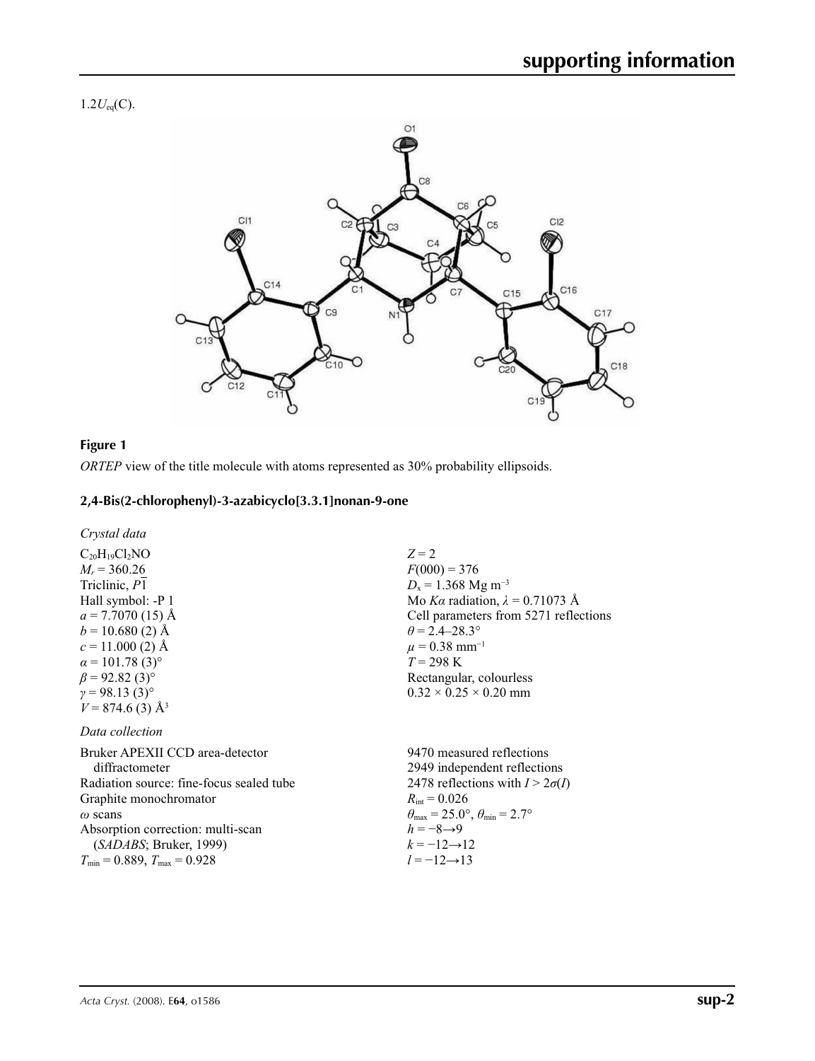$1.2U_{eq}$(C).

**Figure 1**

*ORTEP* view of the title molecule with atoms represented as 30% probability ellipsoids.

## 2,4-Bis(2-chlorophenyl)-3-azabicyclo[3.3.1]nonan-9-one

### *Crystal data*

$C_{20}H_{19}Cl_2NO$
$M_r = 360.26$
Triclinic, $P\overline{1}$
Hall symbol: -P 1
$a = 7.7070$ (15) Å
$b = 10.680$ (2) Å
$c = 11.000$ (2) Å
$\alpha = 101.78$ (3)°
$\beta = 92.82$ (3)°
$\gamma = 98.13$ (3)°
$V = 874.6$ (3) Å$^3$
$Z = 2$
$F(000) = 376$
$D_x = 1.368$ Mg m$^{-3}$
Mo $K\alpha$ radiation, $\lambda = 0.71073$ Å
Cell parameters from 5271 reflections
$\theta = 2.4$–28.3°
$\mu = 0.38$ mm$^{-1}$
$T = 298$ K
Rectangular, colourless
$0.32 \times 0.25 \times 0.20$ mm

### *Data collection*

Bruker APEXII CCD area-detector diffractometer
Radiation source: fine-focus sealed tube
Graphite monochromator
$\omega$ scans
Absorption correction: multi-scan (*SADABS*; Bruker, 1999)
$T_{min} = 0.889$, $T_{max} = 0.928$
9470 measured reflections
2949 independent reflections
2478 reflections with $I > 2\sigma(I)$
$R_{int} = 0.026$
$\theta_{max} = 25.0°$, $\theta_{min} = 2.7°$
$h = -8 \rightarrow 9$
$k = -12 \rightarrow 12$
$l = -12 \rightarrow 13$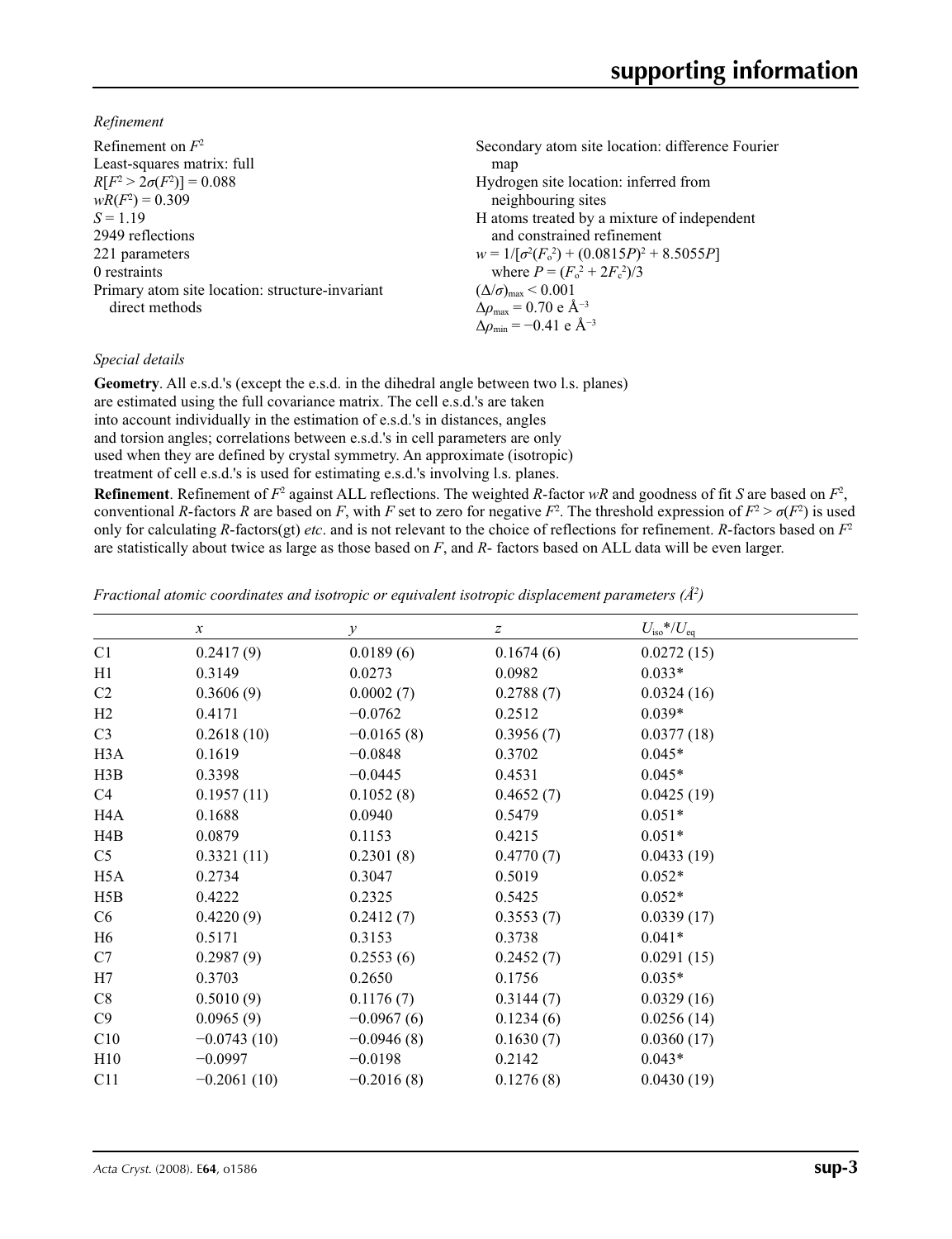*Refinement*

Refinement on $F^2$
Least-squares matrix: full
$R[F^2 > 2\sigma(F^2)] = 0.088$
$wR(F^2) = 0.309$
$S = 1.19$
2949 reflections
221 parameters
0 restraints
Primary atom site location: structure-invariant direct methods

Secondary atom site location: difference Fourier map
Hydrogen site location: inferred from neighbouring sites
H atoms treated by a mixture of independent and constrained refinement
$w = 1/[\sigma^2(F_o^2) + (0.0815P)^2 + 8.5055P]$ where $P = (F_o^2 + 2F_c^2)/3$
$(\Delta/\sigma)_{max} < 0.001$
$\Delta\rho_{max} = 0.70$ e Å$^{-3}$
$\Delta\rho_{min} = -0.41$ e Å$^{-3}$

*Special details*

**Geometry**. All e.s.d.'s (except the e.s.d. in the dihedral angle between two l.s. planes) are estimated using the full covariance matrix. The cell e.s.d.'s are taken into account individually in the estimation of e.s.d.'s in distances, angles and torsion angles; correlations between e.s.d.'s in cell parameters are only used when they are defined by crystal symmetry. An approximate (isotropic) treatment of cell e.s.d.'s is used for estimating e.s.d.'s involving l.s. planes.

**Refinement**. Refinement of $F^2$ against ALL reflections. The weighted $R$-factor $wR$ and goodness of fit $S$ are based on $F^2$, conventional $R$-factors $R$ are based on $F$, with $F$ set to zero for negative $F^2$. The threshold expression of $F^2 > \sigma(F^2)$ is used only for calculating $R$-factors(gt) *etc*. and is not relevant to the choice of reflections for refinement. $R$-factors based on $F^2$ are statistically about twice as large as those based on $F$, and $R$- factors based on ALL data will be even larger.

*Fractional atomic coordinates and isotropic or equivalent isotropic displacement parameters (Å$^2$)*

| | $x$ | $y$ | $z$ | $U_{iso}$*/$U_{eq}$ |
|---|---|---|---|---|
| C1 | 0.2417 (9) | 0.0189 (6) | 0.1674 (6) | 0.0272 (15) |
| H1 | 0.3149 | 0.0273 | 0.0982 | 0.033* |
| C2 | 0.3606 (9) | 0.0002 (7) | 0.2788 (7) | 0.0324 (16) |
| H2 | 0.4171 | −0.0762 | 0.2512 | 0.039* |
| C3 | 0.2618 (10) | −0.0165 (8) | 0.3956 (7) | 0.0377 (18) |
| H3A | 0.1619 | −0.0848 | 0.3702 | 0.045* |
| H3B | 0.3398 | −0.0445 | 0.4531 | 0.045* |
| C4 | 0.1957 (11) | 0.1052 (8) | 0.4652 (7) | 0.0425 (19) |
| H4A | 0.1688 | 0.0940 | 0.5479 | 0.051* |
| H4B | 0.0879 | 0.1153 | 0.4215 | 0.051* |
| C5 | 0.3321 (11) | 0.2301 (8) | 0.4770 (7) | 0.0433 (19) |
| H5A | 0.2734 | 0.3047 | 0.5019 | 0.052* |
| H5B | 0.4222 | 0.2325 | 0.5425 | 0.052* |
| C6 | 0.4220 (9) | 0.2412 (7) | 0.3553 (7) | 0.0339 (17) |
| H6 | 0.5171 | 0.3153 | 0.3738 | 0.041* |
| C7 | 0.2987 (9) | 0.2553 (6) | 0.2452 (7) | 0.0291 (15) |
| H7 | 0.3703 | 0.2650 | 0.1756 | 0.035* |
| C8 | 0.5010 (9) | 0.1176 (7) | 0.3144 (7) | 0.0329 (16) |
| C9 | 0.0965 (9) | −0.0967 (6) | 0.1234 (6) | 0.0256 (14) |
| C10 | −0.0743 (10) | −0.0946 (8) | 0.1630 (7) | 0.0360 (17) |
| H10 | −0.0997 | −0.0198 | 0.2142 | 0.043* |
| C11 | −0.2061 (10) | −0.2016 (8) | 0.1276 (8) | 0.0430 (19) |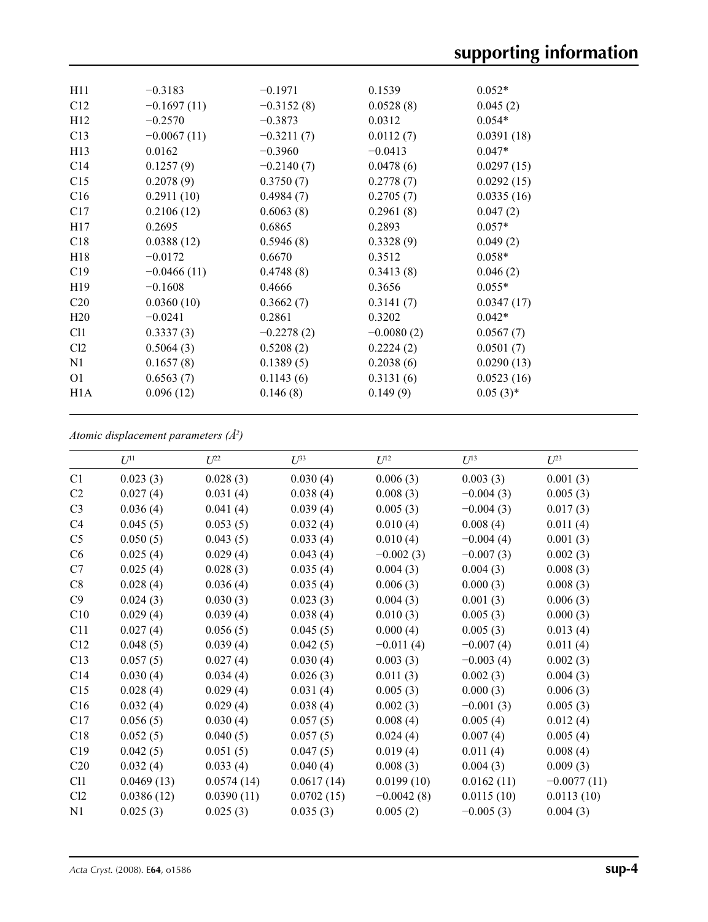| | | | | |
|---|---|---|---|---|
| H11 | −0.3183 | −0.1971 | 0.1539 | 0.052* |
| C12 | −0.1697 (11) | −0.3152 (8) | 0.0528 (8) | 0.045 (2) |
| H12 | −0.2570 | −0.3873 | 0.0312 | 0.054* |
| C13 | −0.0067 (11) | −0.3211 (7) | 0.0112 (7) | 0.0391 (18) |
| H13 | 0.0162 | −0.3960 | −0.0413 | 0.047* |
| C14 | 0.1257 (9) | −0.2140 (7) | 0.0478 (6) | 0.0297 (15) |
| C15 | 0.2078 (9) | 0.3750 (7) | 0.2778 (7) | 0.0292 (15) |
| C16 | 0.2911 (10) | 0.4984 (7) | 0.2705 (7) | 0.0335 (16) |
| C17 | 0.2106 (12) | 0.6063 (8) | 0.2961 (8) | 0.047 (2) |
| H17 | 0.2695 | 0.6865 | 0.2893 | 0.057* |
| C18 | 0.0388 (12) | 0.5946 (8) | 0.3328 (9) | 0.049 (2) |
| H18 | −0.0172 | 0.6670 | 0.3512 | 0.058* |
| C19 | −0.0466 (11) | 0.4748 (8) | 0.3413 (8) | 0.046 (2) |
| H19 | −0.1608 | 0.4666 | 0.3656 | 0.055* |
| C20 | 0.0360 (10) | 0.3662 (7) | 0.3141 (7) | 0.0347 (17) |
| H20 | −0.0241 | 0.2861 | 0.3202 | 0.042* |
| Cl1 | 0.3337 (3) | −0.2278 (2) | −0.0080 (2) | 0.0567 (7) |
| Cl2 | 0.5064 (3) | 0.5208 (2) | 0.2224 (2) | 0.0501 (7) |
| N1 | 0.1657 (8) | 0.1389 (5) | 0.2038 (6) | 0.0290 (13) |
| O1 | 0.6563 (7) | 0.1143 (6) | 0.3131 (6) | 0.0523 (16) |
| H1A | 0.096 (12) | 0.146 (8) | 0.149 (9) | 0.05 (3)* |

*Atomic displacement parameters ($Å^2$)*

| | $U^{11}$ | $U^{22}$ | $U^{33}$ | $U^{12}$ | $U^{13}$ | $U^{23}$ |
|---|---|---|---|---|---|---|
| C1 | 0.023 (3) | 0.028 (3) | 0.030 (4) | 0.006 (3) | 0.003 (3) | 0.001 (3) |
| C2 | 0.027 (4) | 0.031 (4) | 0.038 (4) | 0.008 (3) | −0.004 (3) | 0.005 (3) |
| C3 | 0.036 (4) | 0.041 (4) | 0.039 (4) | 0.005 (3) | −0.004 (3) | 0.017 (3) |
| C4 | 0.045 (5) | 0.053 (5) | 0.032 (4) | 0.010 (4) | 0.008 (4) | 0.011 (4) |
| C5 | 0.050 (5) | 0.043 (5) | 0.033 (4) | 0.010 (4) | −0.004 (4) | 0.001 (3) |
| C6 | 0.025 (4) | 0.029 (4) | 0.043 (4) | −0.002 (3) | −0.007 (3) | 0.002 (3) |
| C7 | 0.025 (4) | 0.028 (3) | 0.035 (4) | 0.004 (3) | 0.004 (3) | 0.008 (3) |
| C8 | 0.028 (4) | 0.036 (4) | 0.035 (4) | 0.006 (3) | 0.000 (3) | 0.008 (3) |
| C9 | 0.024 (3) | 0.030 (3) | 0.023 (3) | 0.004 (3) | 0.001 (3) | 0.006 (3) |
| C10 | 0.029 (4) | 0.039 (4) | 0.038 (4) | 0.010 (3) | 0.005 (3) | 0.000 (3) |
| C11 | 0.027 (4) | 0.056 (5) | 0.045 (5) | 0.000 (4) | 0.005 (3) | 0.013 (4) |
| C12 | 0.048 (5) | 0.039 (4) | 0.042 (5) | −0.011 (4) | −0.007 (4) | 0.011 (4) |
| C13 | 0.057 (5) | 0.027 (4) | 0.030 (4) | 0.003 (3) | −0.003 (4) | 0.002 (3) |
| C14 | 0.030 (4) | 0.034 (4) | 0.026 (3) | 0.011 (3) | 0.002 (3) | 0.004 (3) |
| C15 | 0.028 (4) | 0.029 (4) | 0.031 (4) | 0.005 (3) | 0.000 (3) | 0.006 (3) |
| C16 | 0.032 (4) | 0.029 (4) | 0.038 (4) | 0.002 (3) | −0.001 (3) | 0.005 (3) |
| C17 | 0.056 (5) | 0.030 (4) | 0.057 (5) | 0.008 (4) | 0.005 (4) | 0.012 (4) |
| C18 | 0.052 (5) | 0.040 (5) | 0.057 (5) | 0.024 (4) | 0.007 (4) | 0.005 (4) |
| C19 | 0.042 (5) | 0.051 (5) | 0.047 (5) | 0.019 (4) | 0.011 (4) | 0.008 (4) |
| C20 | 0.032 (4) | 0.033 (4) | 0.040 (4) | 0.008 (3) | 0.004 (3) | 0.009 (3) |
| Cl1 | 0.0469 (13) | 0.0574 (14) | 0.0617 (14) | 0.0199 (10) | 0.0162 (11) | −0.0077 (11) |
| Cl2 | 0.0386 (12) | 0.0390 (11) | 0.0702 (15) | −0.0042 (8) | 0.0115 (10) | 0.0113 (10) |
| N1 | 0.025 (3) | 0.025 (3) | 0.035 (3) | 0.005 (2) | −0.005 (3) | 0.004 (3) |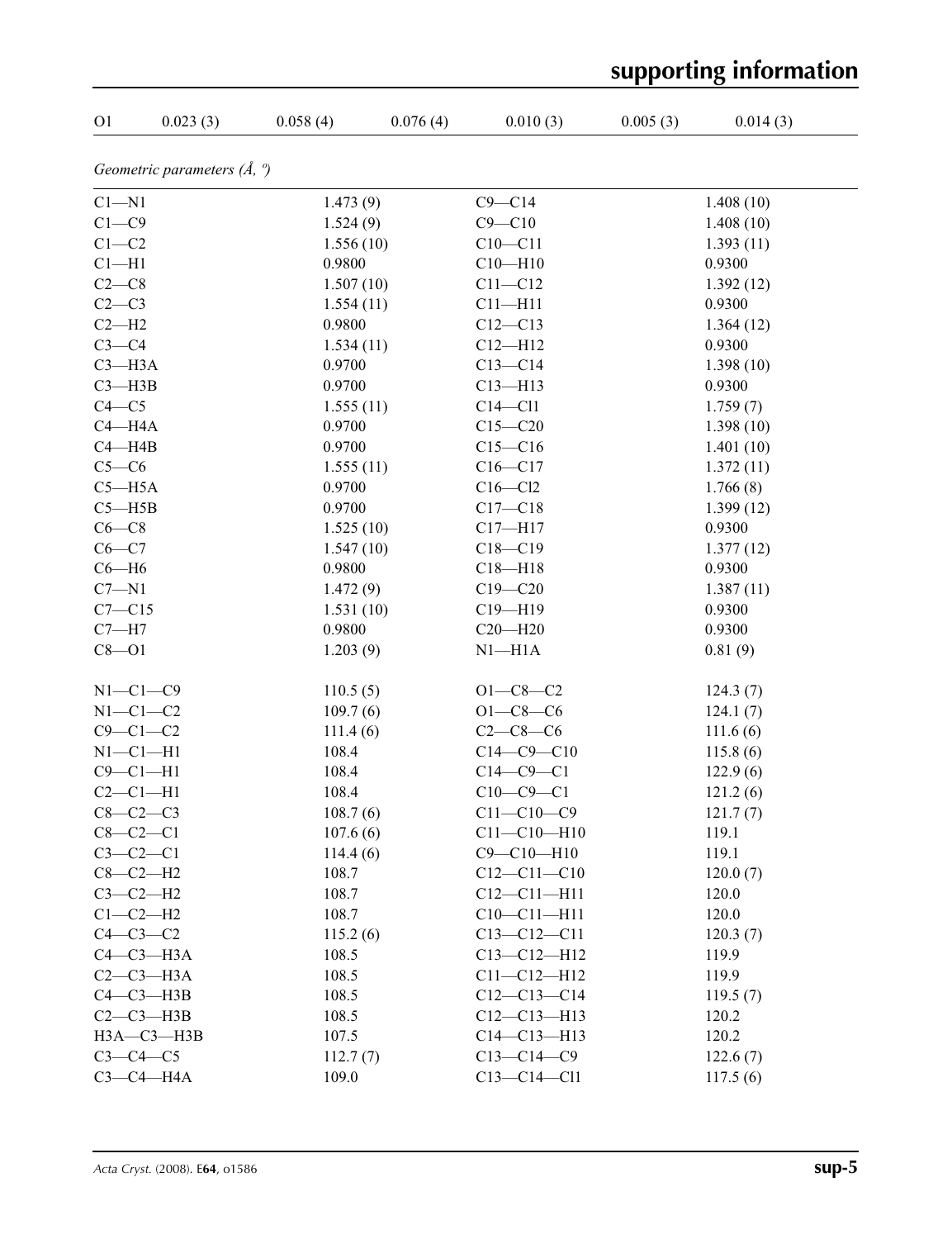| O1 | 0.023 (3) | 0.058 (4) | 0.076 (4) | 0.010 (3) | 0.005 (3) | 0.014 (3) |
|---|---|---|---|---|---|---|

*Geometric parameters (Å, º)*

| | | | |
|---|---|---|---|
| C1—N1 | 1.473 (9) | C9—C14 | 1.408 (10) |
| C1—C9 | 1.524 (9) | C9—C10 | 1.408 (10) |
| C1—C2 | 1.556 (10) | C10—C11 | 1.393 (11) |
| C1—H1 | 0.9800 | C10—H10 | 0.9300 |
| C2—C8 | 1.507 (10) | C11—C12 | 1.392 (12) |
| C2—C3 | 1.554 (11) | C11—H11 | 0.9300 |
| C2—H2 | 0.9800 | C12—C13 | 1.364 (12) |
| C3—C4 | 1.534 (11) | C12—H12 | 0.9300 |
| C3—H3A | 0.9700 | C13—C14 | 1.398 (10) |
| C3—H3B | 0.9700 | C13—H13 | 0.9300 |
| C4—C5 | 1.555 (11) | C14—Cl1 | 1.759 (7) |
| C4—H4A | 0.9700 | C15—C20 | 1.398 (10) |
| C4—H4B | 0.9700 | C15—C16 | 1.401 (10) |
| C5—C6 | 1.555 (11) | C16—C17 | 1.372 (11) |
| C5—H5A | 0.9700 | C16—Cl2 | 1.766 (8) |
| C5—H5B | 0.9700 | C17—C18 | 1.399 (12) |
| C6—C8 | 1.525 (10) | C17—H17 | 0.9300 |
| C6—C7 | 1.547 (10) | C18—C19 | 1.377 (12) |
| C6—H6 | 0.9800 | C18—H18 | 0.9300 |
| C7—N1 | 1.472 (9) | C19—C20 | 1.387 (11) |
| C7—C15 | 1.531 (10) | C19—H19 | 0.9300 |
| C7—H7 | 0.9800 | C20—H20 | 0.9300 |
| C8—O1 | 1.203 (9) | N1—H1A | 0.81 (9) |
| | | | |
| N1—C1—C9 | 110.5 (5) | O1—C8—C2 | 124.3 (7) |
| N1—C1—C2 | 109.7 (6) | O1—C8—C6 | 124.1 (7) |
| C9—C1—C2 | 111.4 (6) | C2—C8—C6 | 111.6 (6) |
| N1—C1—H1 | 108.4 | C14—C9—C10 | 115.8 (6) |
| C9—C1—H1 | 108.4 | C14—C9—C1 | 122.9 (6) |
| C2—C1—H1 | 108.4 | C10—C9—C1 | 121.2 (6) |
| C8—C2—C3 | 108.7 (6) | C11—C10—C9 | 121.7 (7) |
| C8—C2—C1 | 107.6 (6) | C11—C10—H10 | 119.1 |
| C3—C2—C1 | 114.4 (6) | C9—C10—H10 | 119.1 |
| C8—C2—H2 | 108.7 | C12—C11—C10 | 120.0 (7) |
| C3—C2—H2 | 108.7 | C12—C11—H11 | 120.0 |
| C1—C2—H2 | 108.7 | C10—C11—H11 | 120.0 |
| C4—C3—C2 | 115.2 (6) | C13—C12—C11 | 120.3 (7) |
| C4—C3—H3A | 108.5 | C13—C12—H12 | 119.9 |
| C2—C3—H3A | 108.5 | C11—C12—H12 | 119.9 |
| C4—C3—H3B | 108.5 | C12—C13—C14 | 119.5 (7) |
| C2—C3—H3B | 108.5 | C12—C13—H13 | 120.2 |
| H3A—C3—H3B | 107.5 | C14—C13—H13 | 120.2 |
| C3—C4—C5 | 112.7 (7) | C13—C14—C9 | 122.6 (7) |
| C3—C4—H4A | 109.0 | C13—C14—Cl1 | 117.5 (6) |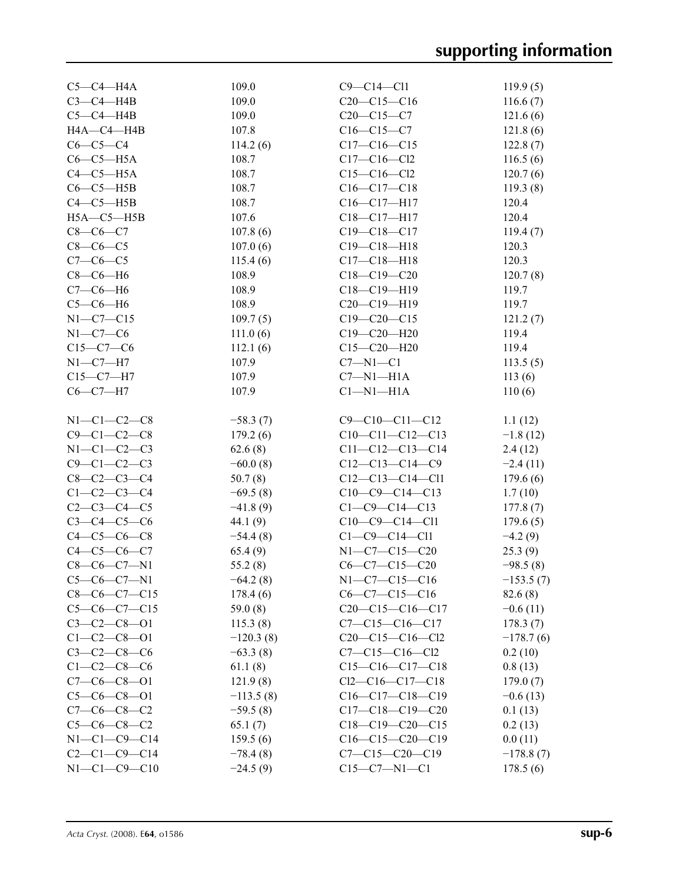| | | | |
|---|---|---|---|
| C5—C4—H4A | 109.0 | C9—C14—Cl1 | 119.9 (5) |
| C3—C4—H4B | 109.0 | C20—C15—C16 | 116.6 (7) |
| C5—C4—H4B | 109.0 | C20—C15—C7 | 121.6 (6) |
| H4A—C4—H4B | 107.8 | C16—C15—C7 | 121.8 (6) |
| C6—C5—C4 | 114.2 (6) | C17—C16—C15 | 122.8 (7) |
| C6—C5—H5A | 108.7 | C17—C16—Cl2 | 116.5 (6) |
| C4—C5—H5A | 108.7 | C15—C16—Cl2 | 120.7 (6) |
| C6—C5—H5B | 108.7 | C16—C17—C18 | 119.3 (8) |
| C4—C5—H5B | 108.7 | C16—C17—H17 | 120.4 |
| H5A—C5—H5B | 107.6 | C18—C17—H17 | 120.4 |
| C8—C6—C7 | 107.8 (6) | C19—C18—C17 | 119.4 (7) |
| C8—C6—C5 | 107.0 (6) | C19—C18—H18 | 120.3 |
| C7—C6—C5 | 115.4 (6) | C17—C18—H18 | 120.3 |
| C8—C6—H6 | 108.9 | C18—C19—C20 | 120.7 (8) |
| C7—C6—H6 | 108.9 | C18—C19—H19 | 119.7 |
| C5—C6—H6 | 108.9 | C20—C19—H19 | 119.7 |
| N1—C7—C15 | 109.7 (5) | C19—C20—C15 | 121.2 (7) |
| N1—C7—C6 | 111.0 (6) | C19—C20—H20 | 119.4 |
| C15—C7—C6 | 112.1 (6) | C15—C20—H20 | 119.4 |
| N1—C7—H7 | 107.9 | C7—N1—C1 | 113.5 (5) |
| C15—C7—H7 | 107.9 | C7—N1—H1A | 113 (6) |
| C6—C7—H7 | 107.9 | C1—N1—H1A | 110 (6) |

| | | | |
|---|---|---|---|
| N1—C1—C2—C8 | −58.3 (7) | C9—C10—C11—C12 | 1.1 (12) |
| C9—C1—C2—C8 | 179.2 (6) | C10—C11—C12—C13 | −1.8 (12) |
| N1—C1—C2—C3 | 62.6 (8) | C11—C12—C13—C14 | 2.4 (12) |
| C9—C1—C2—C3 | −60.0 (8) | C12—C13—C14—C9 | −2.4 (11) |
| C8—C2—C3—C4 | 50.7 (8) | C12—C13—C14—Cl1 | 179.6 (6) |
| C1—C2—C3—C4 | −69.5 (8) | C10—C9—C14—C13 | 1.7 (10) |
| C2—C3—C4—C5 | −41.8 (9) | C1—C9—C14—C13 | 177.8 (7) |
| C3—C4—C5—C6 | 44.1 (9) | C10—C9—C14—Cl1 | 179.6 (5) |
| C4—C5—C6—C8 | −54.4 (8) | C1—C9—C14—Cl1 | −4.2 (9) |
| C4—C5—C6—C7 | 65.4 (9) | N1—C7—C15—C20 | 25.3 (9) |
| C8—C6—C7—N1 | 55.2 (8) | C6—C7—C15—C20 | −98.5 (8) |
| C5—C6—C7—N1 | −64.2 (8) | N1—C7—C15—C16 | −153.5 (7) |
| C8—C6—C7—C15 | 178.4 (6) | C6—C7—C15—C16 | 82.6 (8) |
| C5—C6—C7—C15 | 59.0 (8) | C20—C15—C16—C17 | −0.6 (11) |
| C3—C2—C8—O1 | 115.3 (8) | C7—C15—C16—C17 | 178.3 (7) |
| C1—C2—C8—O1 | −120.3 (8) | C20—C15—C16—Cl2 | −178.7 (6) |
| C3—C2—C8—C6 | −63.3 (8) | C7—C15—C16—Cl2 | 0.2 (10) |
| C1—C2—C8—C6 | 61.1 (8) | C15—C16—C17—C18 | 0.8 (13) |
| C7—C6—C8—O1 | 121.9 (8) | Cl2—C16—C17—C18 | 179.0 (7) |
| C5—C6—C8—O1 | −113.5 (8) | C16—C17—C18—C19 | −0.6 (13) |
| C7—C6—C8—C2 | −59.5 (8) | C17—C18—C19—C20 | 0.1 (13) |
| C5—C6—C8—C2 | 65.1 (7) | C18—C19—C20—C15 | 0.2 (13) |
| N1—C1—C9—C14 | 159.5 (6) | C16—C15—C20—C19 | 0.0 (11) |
| C2—C1—C9—C14 | −78.4 (8) | C7—C15—C20—C19 | −178.8 (7) |
| N1—C1—C9—C10 | −24.5 (9) | C15—C7—N1—C1 | 178.5 (6) |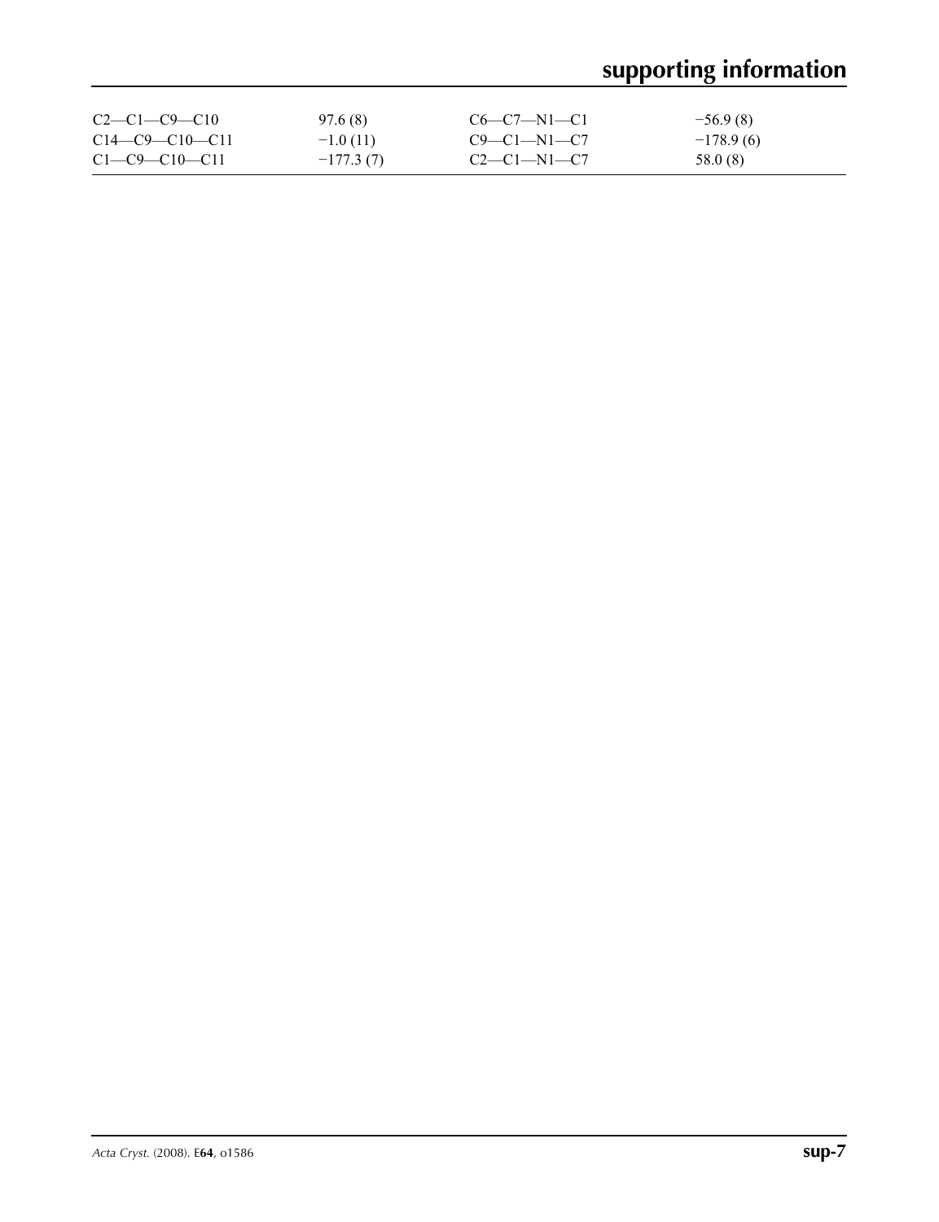| | | | |
|---|---|---|---|
| C2—C1—C9—C10 | 97.6 (8) | C6—C7—N1—C1 | −56.9 (8) |
| C14—C9—C10—C11 | −1.0 (11) | C9—C1—N1—C7 | −178.9 (6) |
| C1—C9—C10—C11 | −177.3 (7) | C2—C1—N1—C7 | 58.0 (8) |